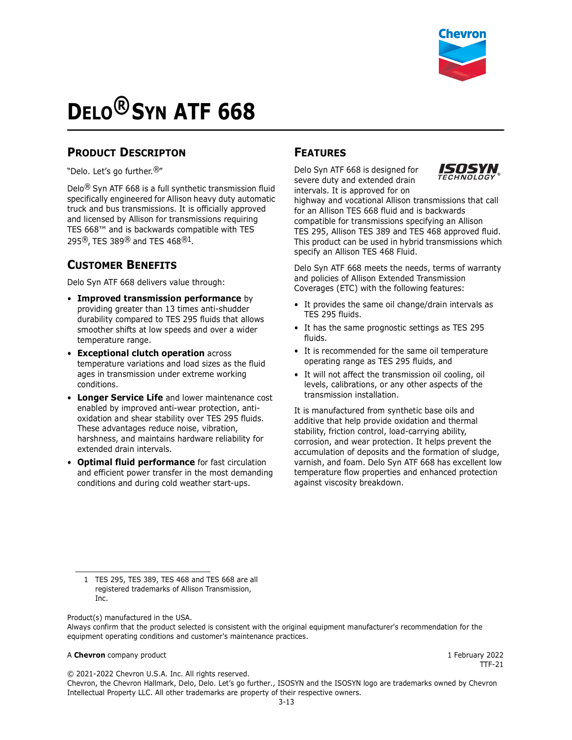# DELO® SYN ATF 668

## PRODUCT DESCRIPTON

"Delo. Let's go further.®"

Delo® Syn ATF 668 is a full synthetic transmission fluid specifically engineered for Allison heavy duty automatic truck and bus transmissions. It is officially approved and licensed by Allison for transmissions requiring TES 668™ and is backwards compatible with TES 295®, TES 389® and TES 468®[1].

## CUSTOMER BENEFITS

Delo Syn ATF 668 delivers value through:

- **Improved transmission performance** by providing greater than 13 times anti-shudder durability compared to TES 295 fluids that allows smoother shifts at low speeds and over a wider temperature range.
- **Exceptional clutch operation** across temperature variations and load sizes as the fluid ages in transmission under extreme working conditions.
- **Longer Service Life** and lower maintenance cost enabled by improved anti-wear protection, anti-oxidation and shear stability over TES 295 fluids. These advantages reduce noise, vibration, harshness, and maintains hardware reliability for extended drain intervals.
- **Optimal fluid performance** for fast circulation and efficient power transfer in the most demanding conditions and during cold weather start-ups.

## FEATURES

Delo Syn ATF 668 is designed for severe duty and extended drain intervals. It is approved for on highway and vocational Allison transmissions that call for an Allison TES 668 fluid and is backwards compatible for transmissions specifying an Allison TES 295, Allison TES 389 and TES 468 approved fluid. This product can be used in hybrid transmissions which specify an Allison TES 468 Fluid.

Delo Syn ATF 668 meets the needs, terms of warranty and policies of Allison Extended Transmission Coverages (ETC) with the following features:

- It provides the same oil change/drain intervals as TES 295 fluids.
- It has the same prognostic settings as TES 295 fluids.
- It is recommended for the same oil temperature operating range as TES 295 fluids, and
- It will not affect the transmission oil cooling, oil levels, calibrations, or any other aspects of the transmission installation.

It is manufactured from synthetic base oils and additive that help provide oxidation and thermal stability, friction control, load-carrying ability, corrosion, and wear protection. It helps prevent the accumulation of deposits and the formation of sludge, varnish, and foam. Delo Syn ATF 668 has excellent low temperature flow properties and enhanced protection against viscosity breakdown.

---

1 TES 295, TES 389, TES 468 and TES 668 are all registered trademarks of Allison Transmission, Inc.

Product(s) manufactured in the USA.
Always confirm that the product selected is consistent with the original equipment manufacturer's recommendation for the equipment operating conditions and customer's maintenance practices.

A **Chevron** company product

1 February 2022
TTF-21

© 2021-2022 Chevron U.S.A. Inc. All rights reserved.
Chevron, the Chevron Hallmark, Delo, Delo. Let's go further., ISOSYN and the ISOSYN logo are trademarks owned by Chevron Intellectual Property LLC. All other trademarks are property of their respective owners.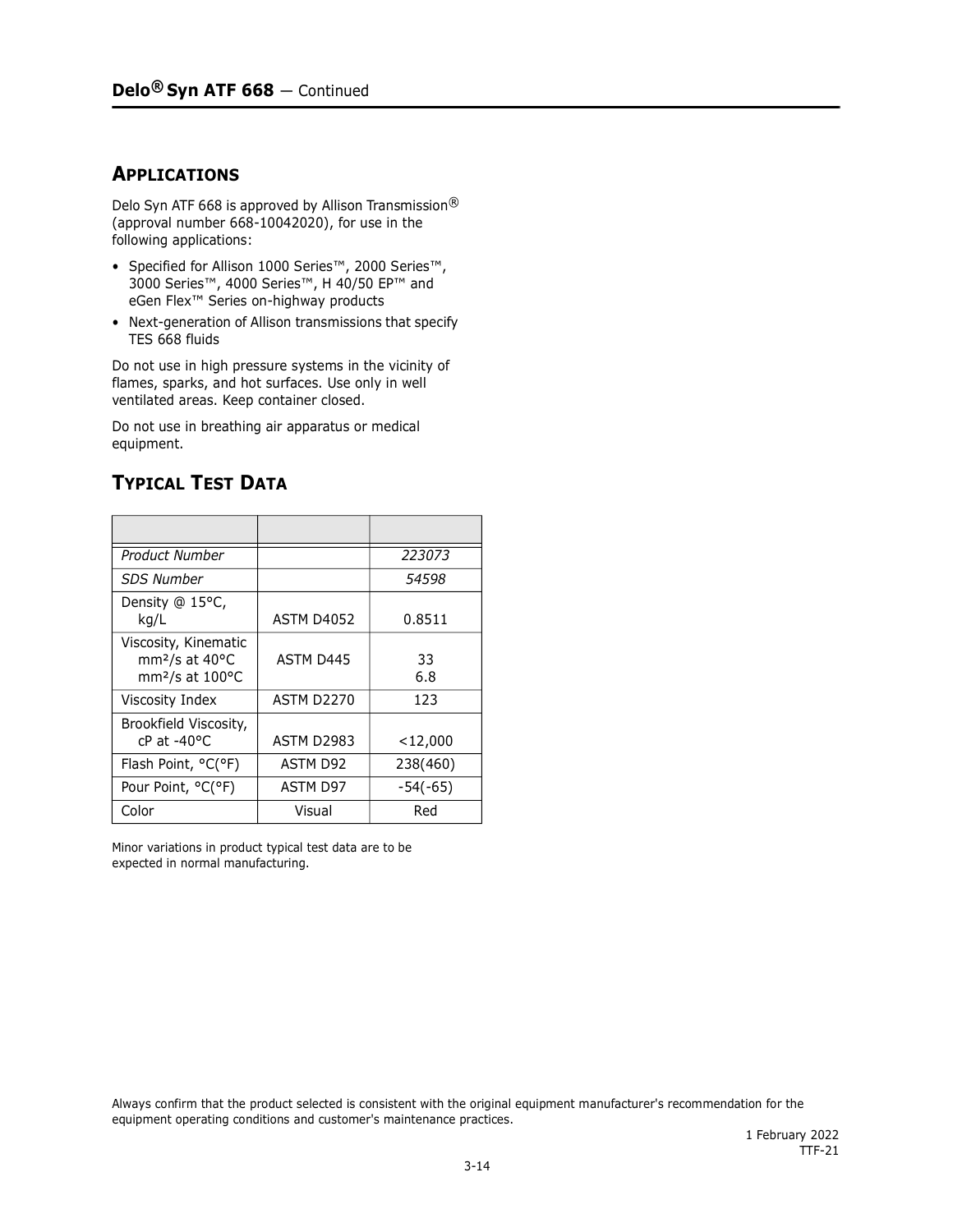## APPLICATIONS

Delo Syn ATF 668 is approved by Allison Transmission® (approval number 668-10042020), for use in the following applications:

- Specified for Allison 1000 Series™, 2000 Series™, 3000 Series™, 4000 Series™, H 40/50 EP™ and eGen Flex™ Series on-highway products
- Next-generation of Allison transmissions that specify TES 668 fluids

Do not use in high pressure systems in the vicinity of flames, sparks, and hot surfaces. Use only in well ventilated areas. Keep container closed.

Do not use in breathing air apparatus or medical equipment.

## TYPICAL TEST DATA

| | | |
|---|---|---|
| *Product Number* | | *223073* |
| *SDS Number* | | *54598* |
| Density @ 15°C, kg/L | ASTM D4052 | 0.8511 |
| Viscosity, Kinematic<br>mm²/s at 40°C<br>mm²/s at 100°C | ASTM D445 | <br>33<br>6.8 |
| Viscosity Index | ASTM D2270 | 123 |
| Brookfield Viscosity, cP at -40°C | ASTM D2983 | <12,000 |
| Flash Point, °C(°F) | ASTM D92 | 238(460) |
| Pour Point, °C(°F) | ASTM D97 | -54(-65) |
| Color | Visual | Red |

Minor variations in product typical test data are to be expected in normal manufacturing.

Always confirm that the product selected is consistent with the original equipment manufacturer's recommendation for the equipment operating conditions and customer's maintenance practices.

1 February 2022
TTF-21